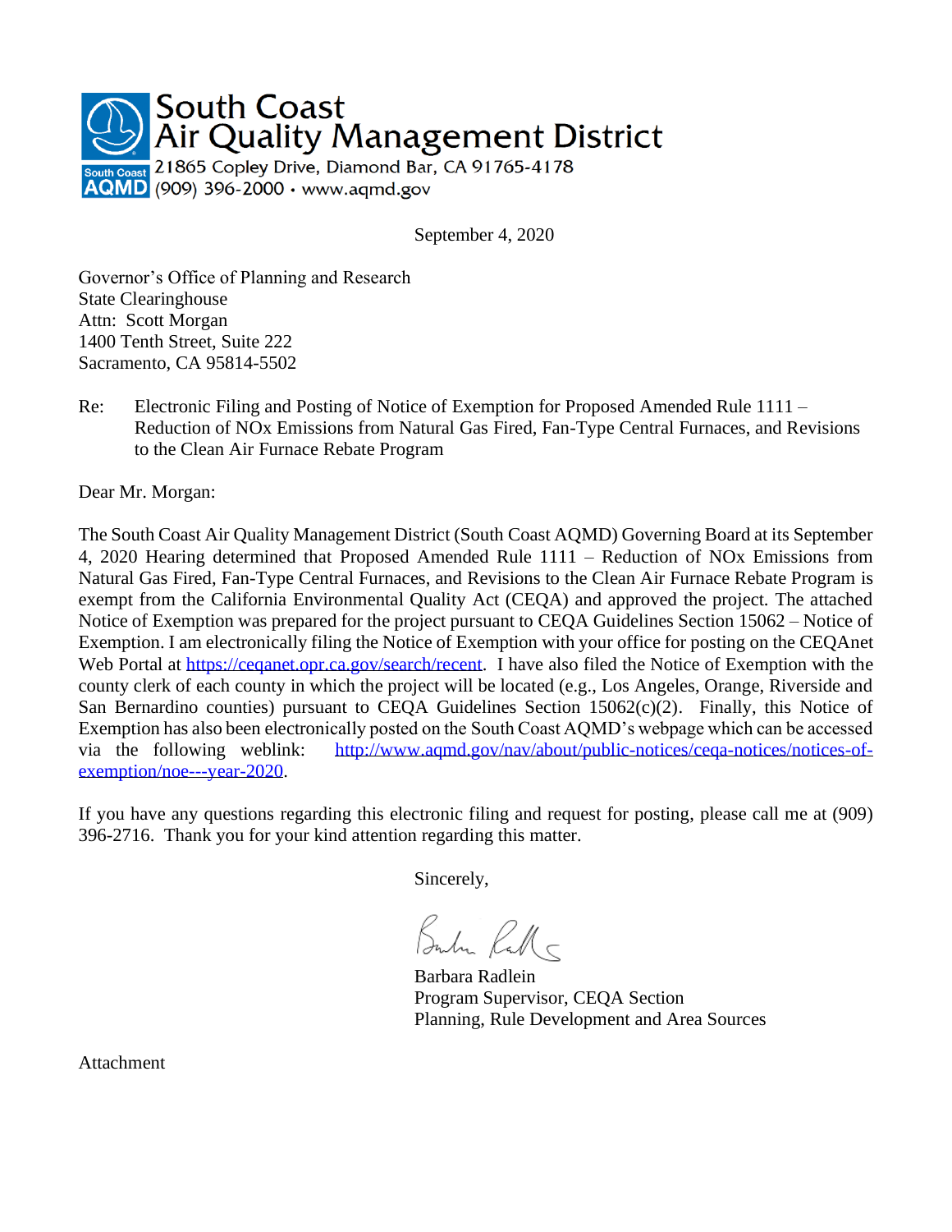**South Coast Air Quality Management District**
21865 Copley Drive, Diamond Bar, CA 91765-4178
(909) 396-2000 · www.aqmd.gov

September 4, 2020

Governor's Office of Planning and Research
State Clearinghouse
Attn: Scott Morgan
1400 Tenth Street, Suite 222
Sacramento, CA 95814-5502

Re: Electronic Filing and Posting of Notice of Exemption for Proposed Amended Rule 1111 – Reduction of NOx Emissions from Natural Gas Fired, Fan-Type Central Furnaces, and Revisions to the Clean Air Furnace Rebate Program

Dear Mr. Morgan:

The South Coast Air Quality Management District (South Coast AQMD) Governing Board at its September 4, 2020 Hearing determined that Proposed Amended Rule 1111 – Reduction of NOx Emissions from Natural Gas Fired, Fan-Type Central Furnaces, and Revisions to the Clean Air Furnace Rebate Program is exempt from the California Environmental Quality Act (CEQA) and approved the project. The attached Notice of Exemption was prepared for the project pursuant to CEQA Guidelines Section 15062 – Notice of Exemption. I am electronically filing the Notice of Exemption with your office for posting on the CEQAnet Web Portal at https://ceqanet.opr.ca.gov/search/recent. I have also filed the Notice of Exemption with the county clerk of each county in which the project will be located (e.g., Los Angeles, Orange, Riverside and San Bernardino counties) pursuant to CEQA Guidelines Section 15062(c)(2). Finally, this Notice of Exemption has also been electronically posted on the South Coast AQMD's webpage which can be accessed via the following weblink: http://www.aqmd.gov/nav/about/public-notices/ceqa-notices/notices-of-exemption/noe---year-2020.

If you have any questions regarding this electronic filing and request for posting, please call me at (909) 396-2716. Thank you for your kind attention regarding this matter.

Sincerely,

Barbara Radlein
Program Supervisor, CEQA Section
Planning, Rule Development and Area Sources

Attachment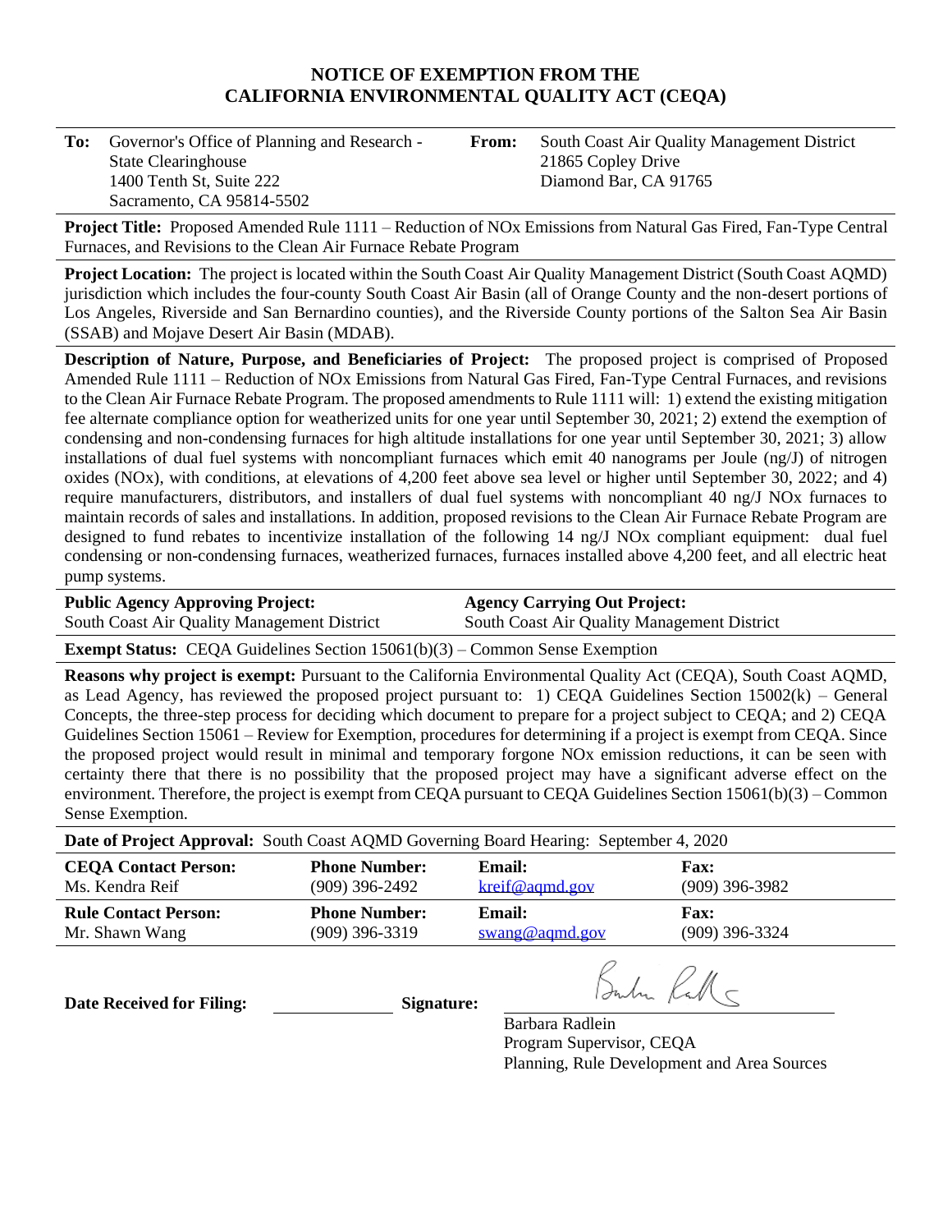# NOTICE OF EXEMPTION FROM THE CALIFORNIA ENVIRONMENTAL QUALITY ACT (CEQA)

| | |
|---|---|
| **To:** Governor's Office of Planning and Research - State Clearinghouse<br>1400 Tenth St, Suite 222<br>Sacramento, CA 95814-5502 | **From:** South Coast Air Quality Management District<br>21865 Copley Drive<br>Diamond Bar, CA 91765 |

**Project Title:** Proposed Amended Rule 1111 – Reduction of NOx Emissions from Natural Gas Fired, Fan-Type Central Furnaces, and Revisions to the Clean Air Furnace Rebate Program

**Project Location:** The project is located within the South Coast Air Quality Management District (South Coast AQMD) jurisdiction which includes the four-county South Coast Air Basin (all of Orange County and the non-desert portions of Los Angeles, Riverside and San Bernardino counties), and the Riverside County portions of the Salton Sea Air Basin (SSAB) and Mojave Desert Air Basin (MDAB).

**Description of Nature, Purpose, and Beneficiaries of Project:** The proposed project is comprised of Proposed Amended Rule 1111 – Reduction of NOx Emissions from Natural Gas Fired, Fan-Type Central Furnaces, and revisions to the Clean Air Furnace Rebate Program. The proposed amendments to Rule 1111 will: 1) extend the existing mitigation fee alternate compliance option for weatherized units for one year until September 30, 2021; 2) extend the exemption of condensing and non-condensing furnaces for high altitude installations for one year until September 30, 2021; 3) allow installations of dual fuel systems with noncompliant furnaces which emit 40 nanograms per Joule (ng/J) of nitrogen oxides (NOx), with conditions, at elevations of 4,200 feet above sea level or higher until September 30, 2022; and 4) require manufacturers, distributors, and installers of dual fuel systems with noncompliant 40 ng/J NOx furnaces to maintain records of sales and installations. In addition, proposed revisions to the Clean Air Furnace Rebate Program are designed to fund rebates to incentivize installation of the following 14 ng/J NOx compliant equipment: dual fuel condensing or non-condensing furnaces, weatherized furnaces, furnaces installed above 4,200 feet, and all electric heat pump systems.

| **Public Agency Approving Project:** | **Agency Carrying Out Project:** |
|---|---|
| South Coast Air Quality Management District | South Coast Air Quality Management District |

**Exempt Status:** CEQA Guidelines Section 15061(b)(3) – Common Sense Exemption

**Reasons why project is exempt:** Pursuant to the California Environmental Quality Act (CEQA), South Coast AQMD, as Lead Agency, has reviewed the proposed project pursuant to: 1) CEQA Guidelines Section 15002(k) – General Concepts, the three-step process for deciding which document to prepare for a project subject to CEQA; and 2) CEQA Guidelines Section 15061 – Review for Exemption, procedures for determining if a project is exempt from CEQA. Since the proposed project would result in minimal and temporary forgone NOx emission reductions, it can be seen with certainty there that there is no possibility that the proposed project may have a significant adverse effect on the environment. Therefore, the project is exempt from CEQA pursuant to CEQA Guidelines Section 15061(b)(3) – Common Sense Exemption.

**Date of Project Approval:** South Coast AQMD Governing Board Hearing: September 4, 2020

| **CEQA Contact Person:** | **Phone Number:** | **Email:** | **Fax:** |
|---|---|---|---|
| Ms. Kendra Reif | (909) 396-2492 | kreif@aqmd.gov | (909) 396-3982 |
| **Rule Contact Person:** | **Phone Number:** | **Email:** | **Fax:** |
| Mr. Shawn Wang | (909) 396-3319 | swang@aqmd.gov | (909) 396-3324 |

**Date Received for Filing:** ______________ **Signature:** (signed)

Barbara Radlein
Program Supervisor, CEQA
Planning, Rule Development and Area Sources